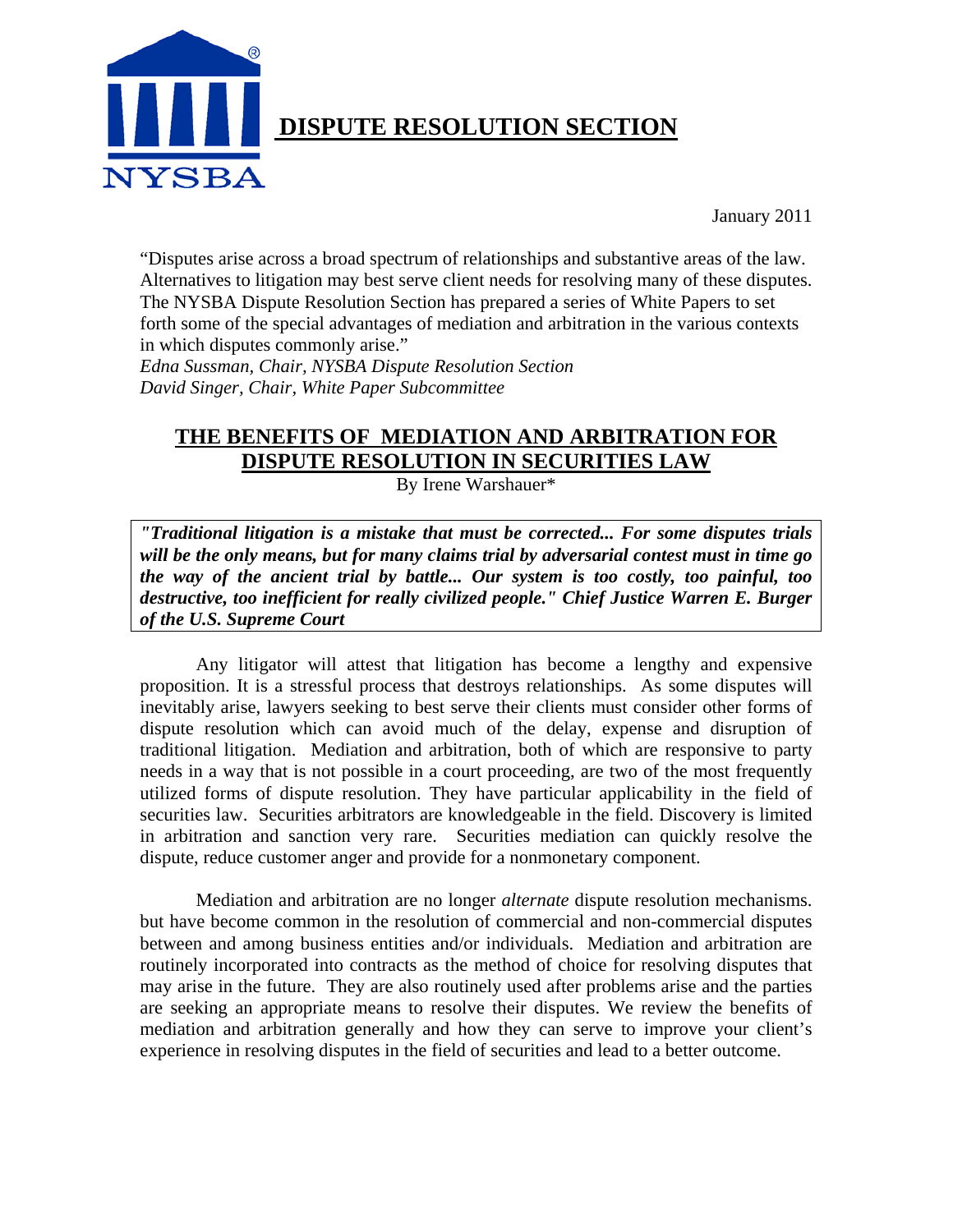# DISPUTE RESOLUTION SECTION

NYSBA

January 2011

"Disputes arise across a broad spectrum of relationships and substantive areas of the law. Alternatives to litigation may best serve client needs for resolving many of these disputes. The NYSBA Dispute Resolution Section has prepared a series of White Papers to set forth some of the special advantages of mediation and arbitration in the various contexts in which disputes commonly arise."
*Edna Sussman, Chair, NYSBA Dispute Resolution Section*
*David Singer, Chair, White Paper Subcommittee*

## THE BENEFITS OF MEDIATION AND ARBITRATION FOR DISPUTE RESOLUTION IN SECURITIES LAW

By Irene Warshauer*

> ***"Traditional litigation is a mistake that must be corrected... For some disputes trials will be the only means, but for many claims trial by adversarial contest must in time go the way of the ancient trial by battle... Our system is too costly, too painful, too destructive, too inefficient for really civilized people." Chief Justice Warren E. Burger of the U.S. Supreme Court***

Any litigator will attest that litigation has become a lengthy and expensive proposition. It is a stressful process that destroys relationships. As some disputes will inevitably arise, lawyers seeking to best serve their clients must consider other forms of dispute resolution which can avoid much of the delay, expense and disruption of traditional litigation. Mediation and arbitration, both of which are responsive to party needs in a way that is not possible in a court proceeding, are two of the most frequently utilized forms of dispute resolution. They have particular applicability in the field of securities law. Securities arbitrators are knowledgeable in the field. Discovery is limited in arbitration and sanction very rare. Securities mediation can quickly resolve the dispute, reduce customer anger and provide for a nonmonetary component.

Mediation and arbitration are no longer *alternate* dispute resolution mechanisms. but have become common in the resolution of commercial and non-commercial disputes between and among business entities and/or individuals. Mediation and arbitration are routinely incorporated into contracts as the method of choice for resolving disputes that may arise in the future. They are also routinely used after problems arise and the parties are seeking an appropriate means to resolve their disputes. We review the benefits of mediation and arbitration generally and how they can serve to improve your client's experience in resolving disputes in the field of securities and lead to a better outcome.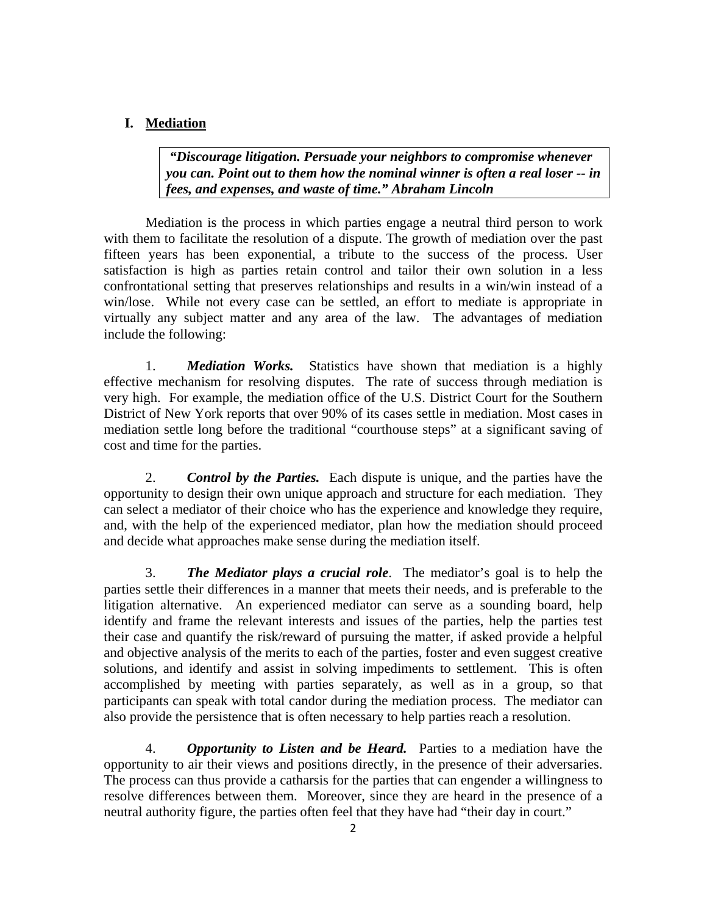## I. Mediation

> ***"Discourage litigation. Persuade your neighbors to compromise whenever you can. Point out to them how the nominal winner is often a real loser -- in fees, and expenses, and waste of time." Abraham Lincoln***

Mediation is the process in which parties engage a neutral third person to work with them to facilitate the resolution of a dispute. The growth of mediation over the past fifteen years has been exponential, a tribute to the success of the process. User satisfaction is high as parties retain control and tailor their own solution in a less confrontational setting that preserves relationships and results in a win/win instead of a win/lose. While not every case can be settled, an effort to mediate is appropriate in virtually any subject matter and any area of the law. The advantages of mediation include the following:

1. ***Mediation Works.*** Statistics have shown that mediation is a highly effective mechanism for resolving disputes. The rate of success through mediation is very high. For example, the mediation office of the U.S. District Court for the Southern District of New York reports that over 90% of its cases settle in mediation. Most cases in mediation settle long before the traditional "courthouse steps" at a significant saving of cost and time for the parties.

2. ***Control by the Parties.*** Each dispute is unique, and the parties have the opportunity to design their own unique approach and structure for each mediation. They can select a mediator of their choice who has the experience and knowledge they require, and, with the help of the experienced mediator, plan how the mediation should proceed and decide what approaches make sense during the mediation itself.

3. ***The Mediator plays a crucial role***. The mediator's goal is to help the parties settle their differences in a manner that meets their needs, and is preferable to the litigation alternative. An experienced mediator can serve as a sounding board, help identify and frame the relevant interests and issues of the parties, help the parties test their case and quantify the risk/reward of pursuing the matter, if asked provide a helpful and objective analysis of the merits to each of the parties, foster and even suggest creative solutions, and identify and assist in solving impediments to settlement. This is often accomplished by meeting with parties separately, as well as in a group, so that participants can speak with total candor during the mediation process. The mediator can also provide the persistence that is often necessary to help parties reach a resolution.

4. ***Opportunity to Listen and be Heard.*** Parties to a mediation have the opportunity to air their views and positions directly, in the presence of their adversaries. The process can thus provide a catharsis for the parties that can engender a willingness to resolve differences between them. Moreover, since they are heard in the presence of a neutral authority figure, the parties often feel that they have had "their day in court."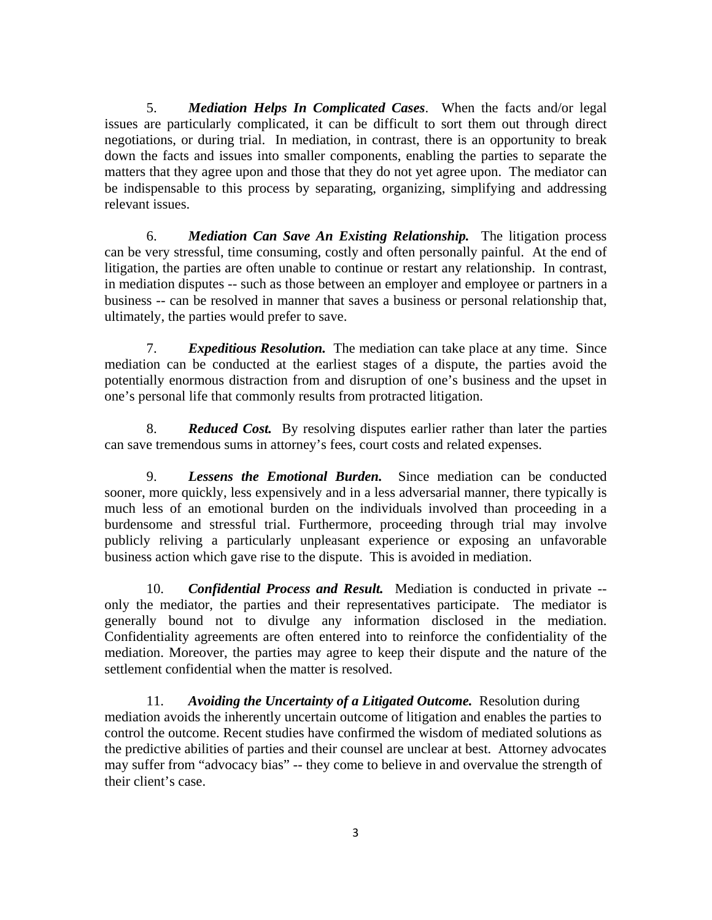5. ***Mediation Helps In Complicated Cases***. When the facts and/or legal issues are particularly complicated, it can be difficult to sort them out through direct negotiations, or during trial. In mediation, in contrast, there is an opportunity to break down the facts and issues into smaller components, enabling the parties to separate the matters that they agree upon and those that they do not yet agree upon. The mediator can be indispensable to this process by separating, organizing, simplifying and addressing relevant issues.

6. ***Mediation Can Save An Existing Relationship.*** The litigation process can be very stressful, time consuming, costly and often personally painful. At the end of litigation, the parties are often unable to continue or restart any relationship. In contrast, in mediation disputes -- such as those between an employer and employee or partners in a business -- can be resolved in manner that saves a business or personal relationship that, ultimately, the parties would prefer to save.

7. ***Expeditious Resolution.*** The mediation can take place at any time. Since mediation can be conducted at the earliest stages of a dispute, the parties avoid the potentially enormous distraction from and disruption of one's business and the upset in one's personal life that commonly results from protracted litigation.

8. ***Reduced Cost.*** By resolving disputes earlier rather than later the parties can save tremendous sums in attorney's fees, court costs and related expenses.

9. ***Lessens the Emotional Burden.*** Since mediation can be conducted sooner, more quickly, less expensively and in a less adversarial manner, there typically is much less of an emotional burden on the individuals involved than proceeding in a burdensome and stressful trial. Furthermore, proceeding through trial may involve publicly reliving a particularly unpleasant experience or exposing an unfavorable business action which gave rise to the dispute. This is avoided in mediation.

10. ***Confidential Process and Result.*** Mediation is conducted in private -- only the mediator, the parties and their representatives participate. The mediator is generally bound not to divulge any information disclosed in the mediation. Confidentiality agreements are often entered into to reinforce the confidentiality of the mediation. Moreover, the parties may agree to keep their dispute and the nature of the settlement confidential when the matter is resolved.

11. ***Avoiding the Uncertainty of a Litigated Outcome.*** Resolution during mediation avoids the inherently uncertain outcome of litigation and enables the parties to control the outcome. Recent studies have confirmed the wisdom of mediated solutions as the predictive abilities of parties and their counsel are unclear at best. Attorney advocates may suffer from "advocacy bias" -- they come to believe in and overvalue the strength of their client's case.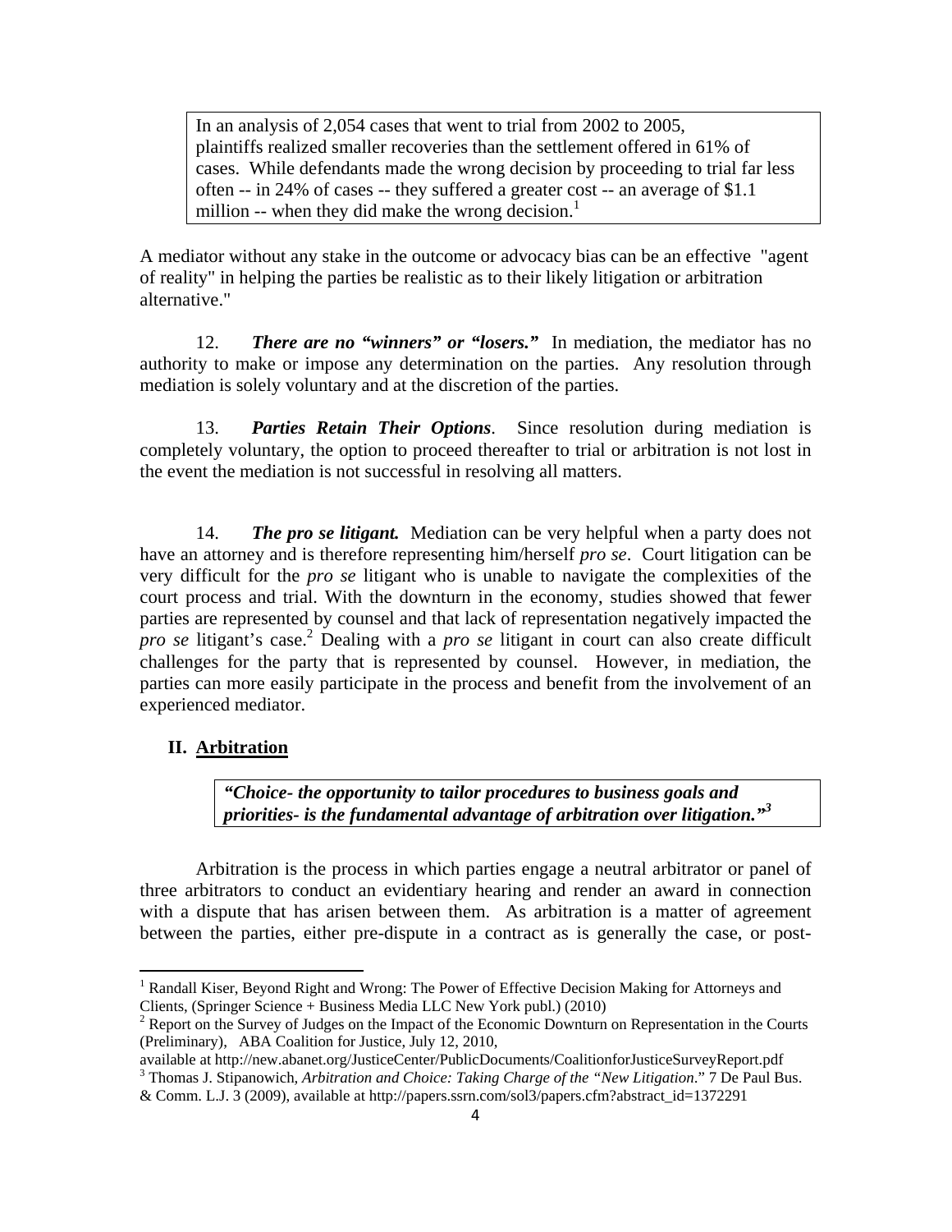> In an analysis of 2,054 cases that went to trial from 2002 to 2005, plaintiffs realized smaller recoveries than the settlement offered in 61% of cases. While defendants made the wrong decision by proceeding to trial far less often -- in 24% of cases -- they suffered a greater cost -- an average of $1.1 million -- when they did make the wrong decision.[1]

A mediator without any stake in the outcome or advocacy bias can be an effective "agent of reality" in helping the parties be realistic as to their likely litigation or arbitration alternative."

12. ***There are no "winners" or "losers."*** In mediation, the mediator has no authority to make or impose any determination on the parties. Any resolution through mediation is solely voluntary and at the discretion of the parties.

13. ***Parties Retain Their Options***. Since resolution during mediation is completely voluntary, the option to proceed thereafter to trial or arbitration is not lost in the event the mediation is not successful in resolving all matters.

14. ***The pro se litigant.*** Mediation can be very helpful when a party does not have an attorney and is therefore representing him/herself *pro se*. Court litigation can be very difficult for the *pro se* litigant who is unable to navigate the complexities of the court process and trial. With the downturn in the economy, studies showed that fewer parties are represented by counsel and that lack of representation negatively impacted the *pro se* litigant's case.[2] Dealing with a *pro se* litigant in court can also create difficult challenges for the party that is represented by counsel. However, in mediation, the parties can more easily participate in the process and benefit from the involvement of an experienced mediator.

## II. Arbitration

> ***"Choice- the opportunity to tailor procedures to business goals and priorities- is the fundamental advantage of arbitration over litigation."***[3]

Arbitration is the process in which parties engage a neutral arbitrator or panel of three arbitrators to conduct an evidentiary hearing and render an award in connection with a dispute that has arisen between them. As arbitration is a matter of agreement between the parties, either pre-dispute in a contract as is generally the case, or post-

---

[1] Randall Kiser, Beyond Right and Wrong: The Power of Effective Decision Making for Attorneys and Clients, (Springer Science + Business Media LLC New York publ.) (2010)

[2] Report on the Survey of Judges on the Impact of the Economic Downturn on Representation in the Courts (Preliminary), ABA Coalition for Justice, July 12, 2010, available at http://new.abanet.org/JusticeCenter/PublicDocuments/CoalitionforJusticeSurveyReport.pdf

[3] Thomas J. Stipanowich, *Arbitration and Choice: Taking Charge of the "New Litigation*." 7 De Paul Bus. & Comm. L.J. 3 (2009), available at http://papers.ssrn.com/sol3/papers.cfm?abstract_id=1372291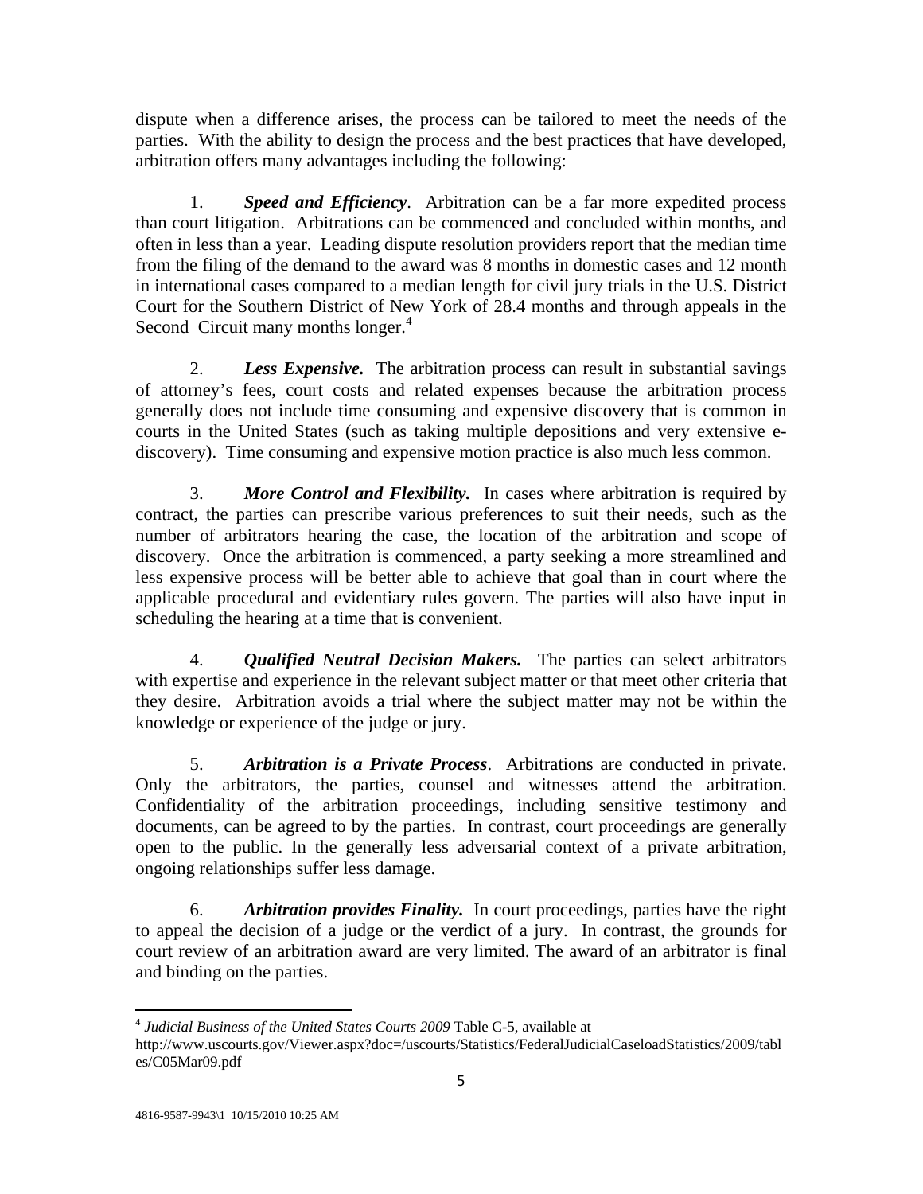dispute when a difference arises, the process can be tailored to meet the needs of the parties. With the ability to design the process and the best practices that have developed, arbitration offers many advantages including the following:

1. ***Speed and Efficiency***. Arbitration can be a far more expedited process than court litigation. Arbitrations can be commenced and concluded within months, and often in less than a year. Leading dispute resolution providers report that the median time from the filing of the demand to the award was 8 months in domestic cases and 12 month in international cases compared to a median length for civil jury trials in the U.S. District Court for the Southern District of New York of 28.4 months and through appeals in the Second Circuit many months longer.[4]

2. ***Less Expensive.*** The arbitration process can result in substantial savings of attorney's fees, court costs and related expenses because the arbitration process generally does not include time consuming and expensive discovery that is common in courts in the United States (such as taking multiple depositions and very extensive e-discovery). Time consuming and expensive motion practice is also much less common.

3. ***More Control and Flexibility.*** In cases where arbitration is required by contract, the parties can prescribe various preferences to suit their needs, such as the number of arbitrators hearing the case, the location of the arbitration and scope of discovery. Once the arbitration is commenced, a party seeking a more streamlined and less expensive process will be better able to achieve that goal than in court where the applicable procedural and evidentiary rules govern. The parties will also have input in scheduling the hearing at a time that is convenient.

4. ***Qualified Neutral Decision Makers.*** The parties can select arbitrators with expertise and experience in the relevant subject matter or that meet other criteria that they desire. Arbitration avoids a trial where the subject matter may not be within the knowledge or experience of the judge or jury.

5. ***Arbitration is a Private Process***. Arbitrations are conducted in private. Only the arbitrators, the parties, counsel and witnesses attend the arbitration. Confidentiality of the arbitration proceedings, including sensitive testimony and documents, can be agreed to by the parties. In contrast, court proceedings are generally open to the public. In the generally less adversarial context of a private arbitration, ongoing relationships suffer less damage.

6. ***Arbitration provides Finality.*** In court proceedings, parties have the right to appeal the decision of a judge or the verdict of a jury. In contrast, the grounds for court review of an arbitration award are very limited. The award of an arbitrator is final and binding on the parties.

---

[4] *Judicial Business of the United States Courts 2009* Table C-5, available at http://www.uscourts.gov/Viewer.aspx?doc=/uscourts/Statistics/FederalJudicialCaseloadStatistics/2009/tables/C05Mar09.pdf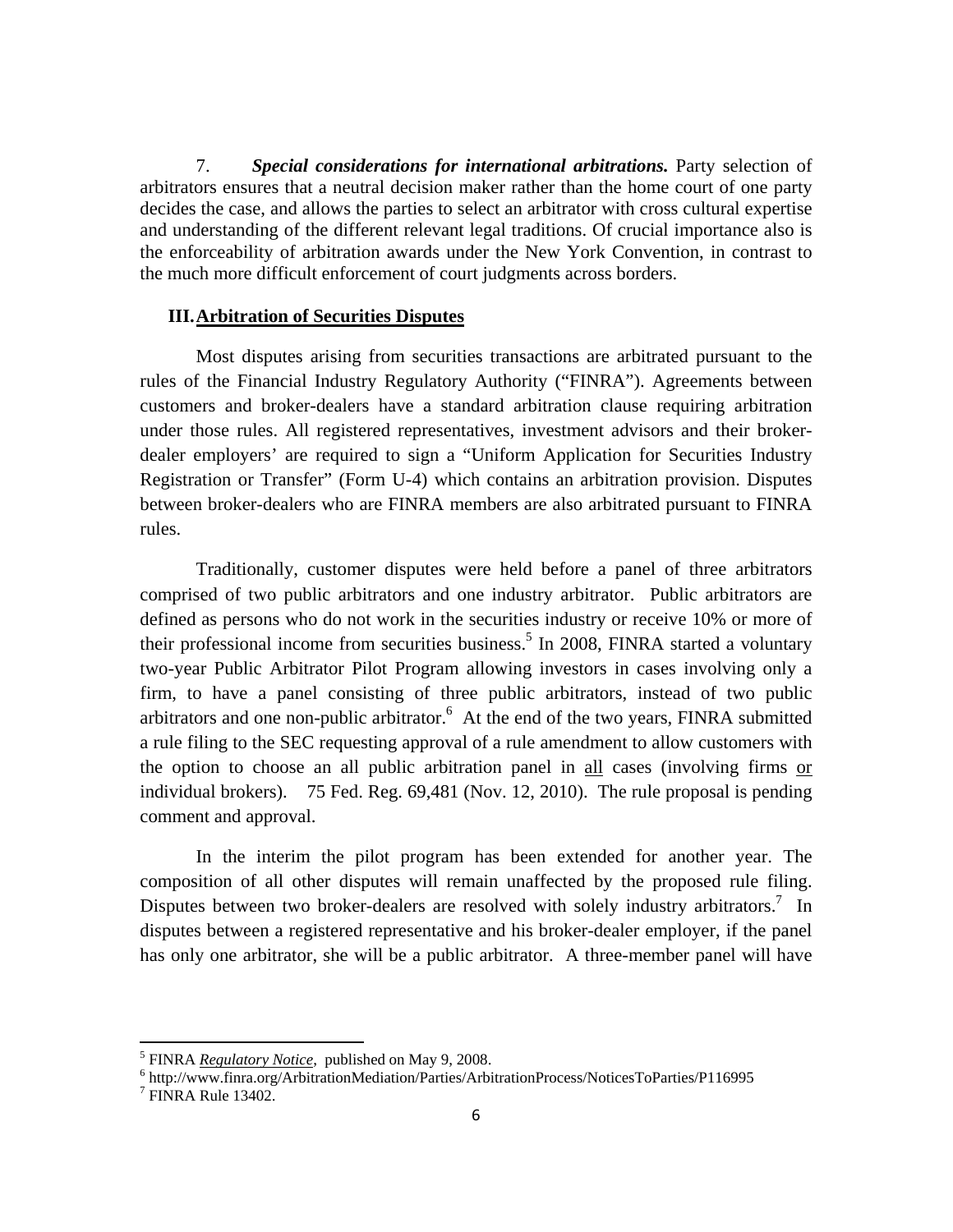7. ***Special considerations for international arbitrations.*** Party selection of arbitrators ensures that a neutral decision maker rather than the home court of one party decides the case, and allows the parties to select an arbitrator with cross cultural expertise and understanding of the different relevant legal traditions. Of crucial importance also is the enforceability of arbitration awards under the New York Convention, in contrast to the much more difficult enforcement of court judgments across borders.

## III. Arbitration of Securities Disputes

Most disputes arising from securities transactions are arbitrated pursuant to the rules of the Financial Industry Regulatory Authority ("FINRA"). Agreements between customers and broker-dealers have a standard arbitration clause requiring arbitration under those rules. All registered representatives, investment advisors and their broker-dealer employers' are required to sign a "Uniform Application for Securities Industry Registration or Transfer" (Form U-4) which contains an arbitration provision. Disputes between broker-dealers who are FINRA members are also arbitrated pursuant to FINRA rules.

Traditionally, customer disputes were held before a panel of three arbitrators comprised of two public arbitrators and one industry arbitrator. Public arbitrators are defined as persons who do not work in the securities industry or receive 10% or more of their professional income from securities business.[5] In 2008, FINRA started a voluntary two-year Public Arbitrator Pilot Program allowing investors in cases involving only a firm, to have a panel consisting of three public arbitrators, instead of two public arbitrators and one non-public arbitrator.[6] At the end of the two years, FINRA submitted a rule filing to the SEC requesting approval of a rule amendment to allow customers with the option to choose an all public arbitration panel in all cases (involving firms or individual brokers). 75 Fed. Reg. 69,481 (Nov. 12, 2010). The rule proposal is pending comment and approval.

In the interim the pilot program has been extended for another year. The composition of all other disputes will remain unaffected by the proposed rule filing. Disputes between two broker-dealers are resolved with solely industry arbitrators.[7] In disputes between a registered representative and his broker-dealer employer, if the panel has only one arbitrator, she will be a public arbitrator. A three-member panel will have

---

[5] FINRA *Regulatory Notice*, published on May 9, 2008.

[6] http://www.finra.org/ArbitrationMediation/Parties/ArbitrationProcess/NoticesToParties/P116995

[7] FINRA Rule 13402.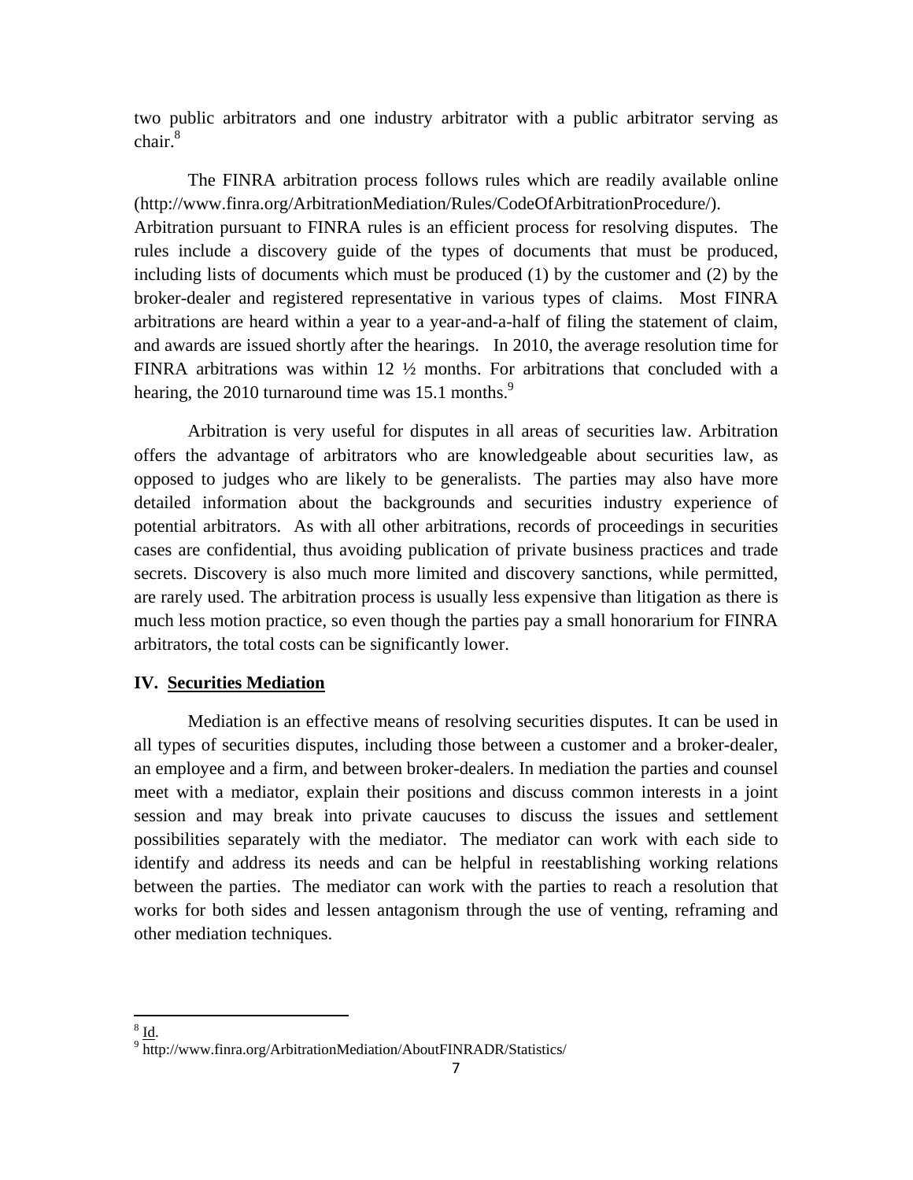two public arbitrators and one industry arbitrator with a public arbitrator serving as chair.[8]

The FINRA arbitration process follows rules which are readily available online (http://www.finra.org/ArbitrationMediation/Rules/CodeOfArbitrationProcedure/). Arbitration pursuant to FINRA rules is an efficient process for resolving disputes. The rules include a discovery guide of the types of documents that must be produced, including lists of documents which must be produced (1) by the customer and (2) by the broker-dealer and registered representative in various types of claims. Most FINRA arbitrations are heard within a year to a year-and-a-half of filing the statement of claim, and awards are issued shortly after the hearings. In 2010, the average resolution time for FINRA arbitrations was within 12 ½ months. For arbitrations that concluded with a hearing, the 2010 turnaround time was 15.1 months.[9]

Arbitration is very useful for disputes in all areas of securities law. Arbitration offers the advantage of arbitrators who are knowledgeable about securities law, as opposed to judges who are likely to be generalists. The parties may also have more detailed information about the backgrounds and securities industry experience of potential arbitrators. As with all other arbitrations, records of proceedings in securities cases are confidential, thus avoiding publication of private business practices and trade secrets. Discovery is also much more limited and discovery sanctions, while permitted, are rarely used. The arbitration process is usually less expensive than litigation as there is much less motion practice, so even though the parties pay a small honorarium for FINRA arbitrators, the total costs can be significantly lower.

## IV. Securities Mediation

Mediation is an effective means of resolving securities disputes. It can be used in all types of securities disputes, including those between a customer and a broker-dealer, an employee and a firm, and between broker-dealers. In mediation the parties and counsel meet with a mediator, explain their positions and discuss common interests in a joint session and may break into private caucuses to discuss the issues and settlement possibilities separately with the mediator. The mediator can work with each side to identify and address its needs and can be helpful in reestablishing working relations between the parties. The mediator can work with the parties to reach a resolution that works for both sides and lessen antagonism through the use of venting, reframing and other mediation techniques.

---

[8] Id.

[9] http://www.finra.org/ArbitrationMediation/AboutFINRADR/Statistics/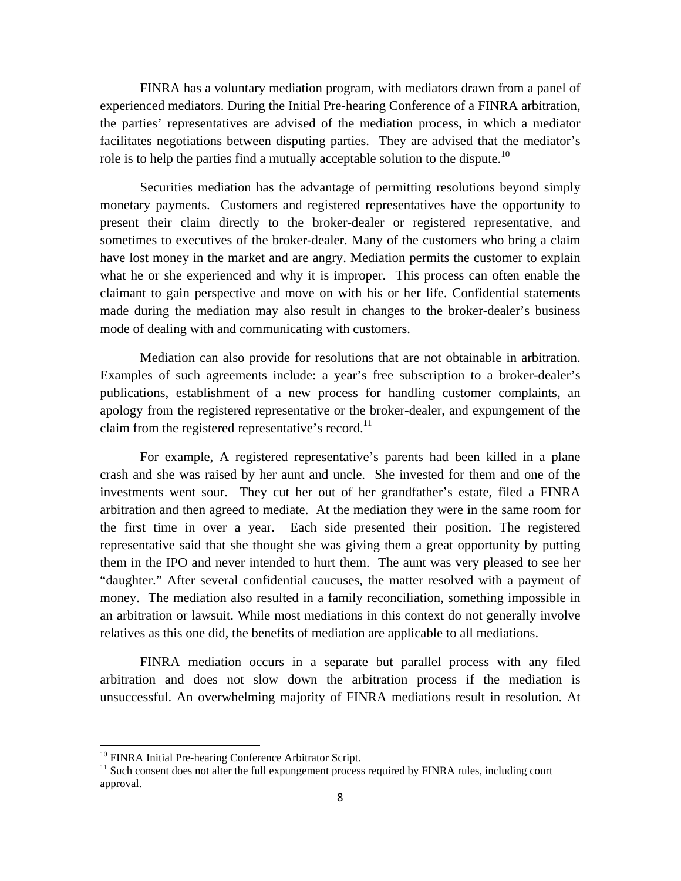FINRA has a voluntary mediation program, with mediators drawn from a panel of experienced mediators. During the Initial Pre-hearing Conference of a FINRA arbitration, the parties' representatives are advised of the mediation process, in which a mediator facilitates negotiations between disputing parties. They are advised that the mediator's role is to help the parties find a mutually acceptable solution to the dispute.[10]

Securities mediation has the advantage of permitting resolutions beyond simply monetary payments. Customers and registered representatives have the opportunity to present their claim directly to the broker-dealer or registered representative, and sometimes to executives of the broker-dealer. Many of the customers who bring a claim have lost money in the market and are angry. Mediation permits the customer to explain what he or she experienced and why it is improper. This process can often enable the claimant to gain perspective and move on with his or her life. Confidential statements made during the mediation may also result in changes to the broker-dealer's business mode of dealing with and communicating with customers.

Mediation can also provide for resolutions that are not obtainable in arbitration. Examples of such agreements include: a year's free subscription to a broker-dealer's publications, establishment of a new process for handling customer complaints, an apology from the registered representative or the broker-dealer, and expungement of the claim from the registered representative's record.[11]

For example, A registered representative's parents had been killed in a plane crash and she was raised by her aunt and uncle. She invested for them and one of the investments went sour. They cut her out of her grandfather's estate, filed a FINRA arbitration and then agreed to mediate. At the mediation they were in the same room for the first time in over a year. Each side presented their position. The registered representative said that she thought she was giving them a great opportunity by putting them in the IPO and never intended to hurt them. The aunt was very pleased to see her "daughter." After several confidential caucuses, the matter resolved with a payment of money. The mediation also resulted in a family reconciliation, something impossible in an arbitration or lawsuit. While most mediations in this context do not generally involve relatives as this one did, the benefits of mediation are applicable to all mediations.

FINRA mediation occurs in a separate but parallel process with any filed arbitration and does not slow down the arbitration process if the mediation is unsuccessful. An overwhelming majority of FINRA mediations result in resolution. At

---

[10] FINRA Initial Pre-hearing Conference Arbitrator Script.

[11] Such consent does not alter the full expungement process required by FINRA rules, including court approval.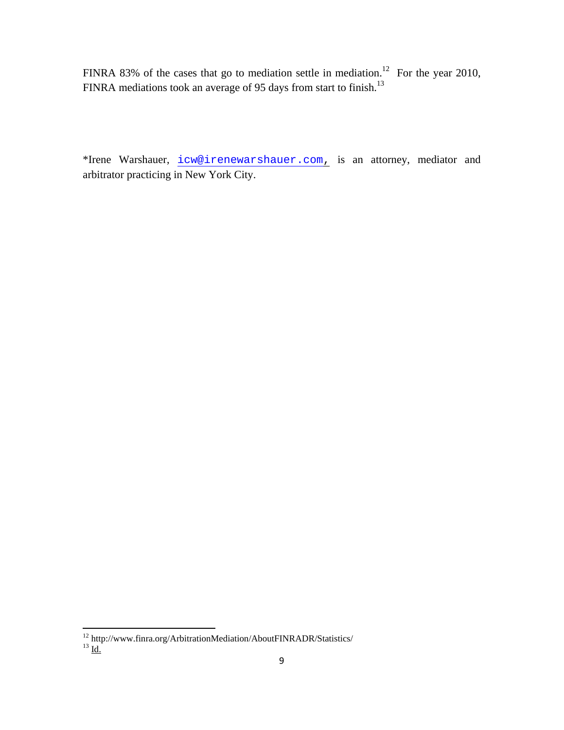FINRA 83% of the cases that go to mediation settle in mediation.[12] For the year 2010, FINRA mediations took an average of 95 days from start to finish.[13]

*Irene Warshauer, icw@irenewarshauer.com, is an attorney, mediator and arbitrator practicing in New York City.

---

[12] http://www.finra.org/ArbitrationMediation/AboutFINRADR/Statistics/

[13] Id.